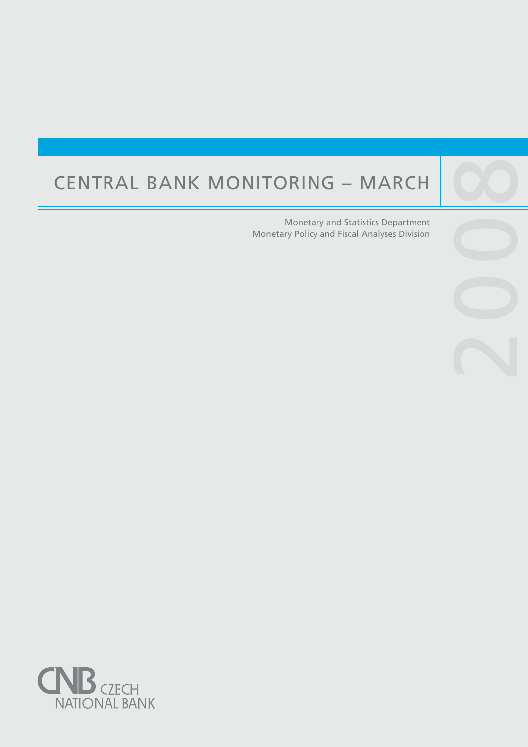# CENTRAL BANK MONITORING – MARCH 2008

Monetary and Statistics Department
Monetary Policy and Fiscal Analyses Division

CNB CZECH NATIONAL BANK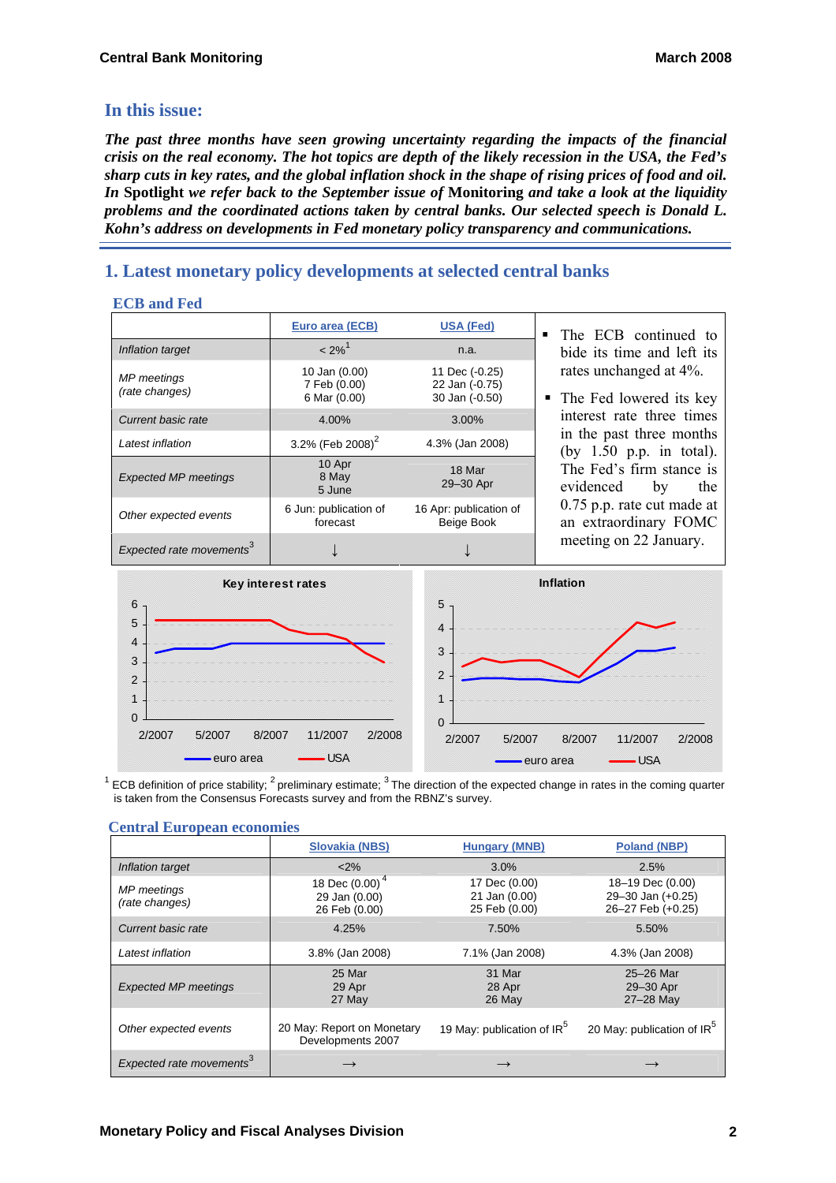## In this issue:

***The past three months have seen growing uncertainty regarding the impacts of the financial crisis on the real economy. The hot topics are depth of the likely recession in the USA, the Fed's sharp cuts in key rates, and the global inflation shock in the shape of rising prices of food and oil. In* Spotlight *we refer back to the September issue of* Monitoring *and take a look at the liquidity problems and the coordinated actions taken by central banks. Our selected speech is Donald L. Kohn's address on developments in Fed monetary policy transparency and communications.***

# 1. Latest monetary policy developments at selected central banks

### ECB and Fed

| | Euro area (ECB) | USA (Fed) |
|---|---|---|
| *Inflation target* | < 2%[1] | n.a. |
| *MP meetings (rate changes)* | 10 Jan (0.00)<br>7 Feb (0.00)<br>6 Mar (0.00) | 11 Dec (-0.25)<br>22 Jan (-0.75)<br>30 Jan (-0.50) |
| *Current basic rate* | 4.00% | 3.00% |
| *Latest inflation* | 3.2% (Feb 2008)[2] | 4.3% (Jan 2008) |
| *Expected MP meetings* | 10 Apr<br>8 May<br>5 June | 18 Mar<br>29–30 Apr |
| *Other expected events* | 6 Jun: publication of forecast | 16 Apr: publication of Beige Book |
| *Expected rate movements*[3] | ↓ | ↓ |

- The ECB continued to bide its time and left its rates unchanged at 4%.
- The Fed lowered its key interest rate three times in the past three months (by 1.50 p.p. in total). The Fed's firm stance is evidenced by the 0.75 p.p. rate cut made at an extraordinary FOMC meeting on 22 January.

**Key interest rates** (chart: euro area, USA; 2/2007–2/2008)

**Inflation** (chart: euro area, USA; 2/2007–2/2008)

[1] ECB definition of price stability; [2] preliminary estimate; [3] The direction of the expected change in rates in the coming quarter is taken from the Consensus Forecasts survey and from the RBNZ's survey.

### Central European economies

| | Slovakia (NBS) | Hungary (MNB) | Poland (NBP) |
|---|---|---|---|
| *Inflation target* | <2% | 3.0% | 2.5% |
| *MP meetings (rate changes)* | 18 Dec (0.00)[4]<br>29 Jan (0.00)<br>26 Feb (0.00) | 17 Dec (0.00)<br>21 Jan (0.00)<br>25 Feb (0.00) | 18–19 Dec (0.00)<br>29–30 Jan (+0.25)<br>26–27 Feb (+0.25) |
| *Current basic rate* | 4.25% | 7.50% | 5.50% |
| *Latest inflation* | 3.8% (Jan 2008) | 7.1% (Jan 2008) | 4.3% (Jan 2008) |
| *Expected MP meetings* | 25 Mar<br>29 Apr<br>27 May | 31 Mar<br>28 Apr<br>26 May | 25–26 Mar<br>29–30 Apr<br>27–28 May |
| *Other expected events* | 20 May: Report on Monetary Developments 2007 | 19 May: publication of IR[5] | 20 May: publication of IR[5] |
| *Expected rate movements*[3] | → | → | → |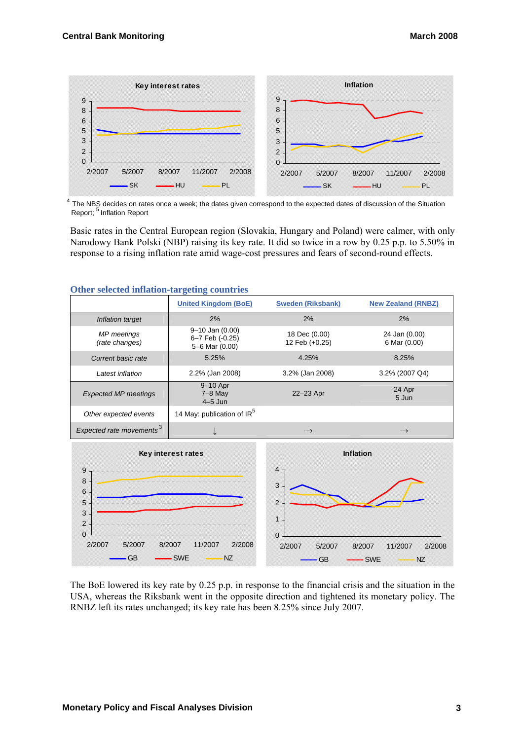[4] The NBS decides on rates once a week; the dates given correspond to the expected dates of discussion of the Situation Report; [5] Inflation Report

Basic rates in the Central European region (Slovakia, Hungary and Poland) were calmer, with only Narodowy Bank Polski (NBP) raising its key rate. It did so twice in a row by 0.25 p.p. to 5.50% in response to a rising inflation rate amid wage-cost pressures and fears of second-round effects.

## Other selected inflation-targeting countries

| | United Kingdom (BoE) | Sweden (Riksbank) | New Zealand (RNBZ) |
|---|---|---|---|
| *Inflation target* | 2% | 2% | 2% |
| *MP meetings (rate changes)* | 9–10 Jan (0.00)<br>6–7 Feb (-0.25)<br>5–6 Mar (0.00) | 18 Dec (0.00)<br>12 Feb (+0.25) | 24 Jan (0.00)<br>6 Mar (0.00) |
| *Current basic rate* | 5.25% | 4.25% | 8.25% |
| *Latest inflation* | 2.2% (Jan 2008) | 3.2% (Jan 2008) | 3.2% (2007 Q4) |
| *Expected MP meetings* | 9–10 Apr<br>7–8 May<br>4–5 Jun | 22–23 Apr | 24 Apr<br>5 Jun |
| *Other expected events* | 14 May: publication of IR[5] | | |
| *Expected rate movements*[3] | ↓ | → | → |

The BoE lowered its key rate by 0.25 p.p. in response to the financial crisis and the situation in the USA, whereas the Riksbank went in the opposite direction and tightened its monetary policy. The RNBZ left its rates unchanged; its key rate has been 8.25% since July 2007.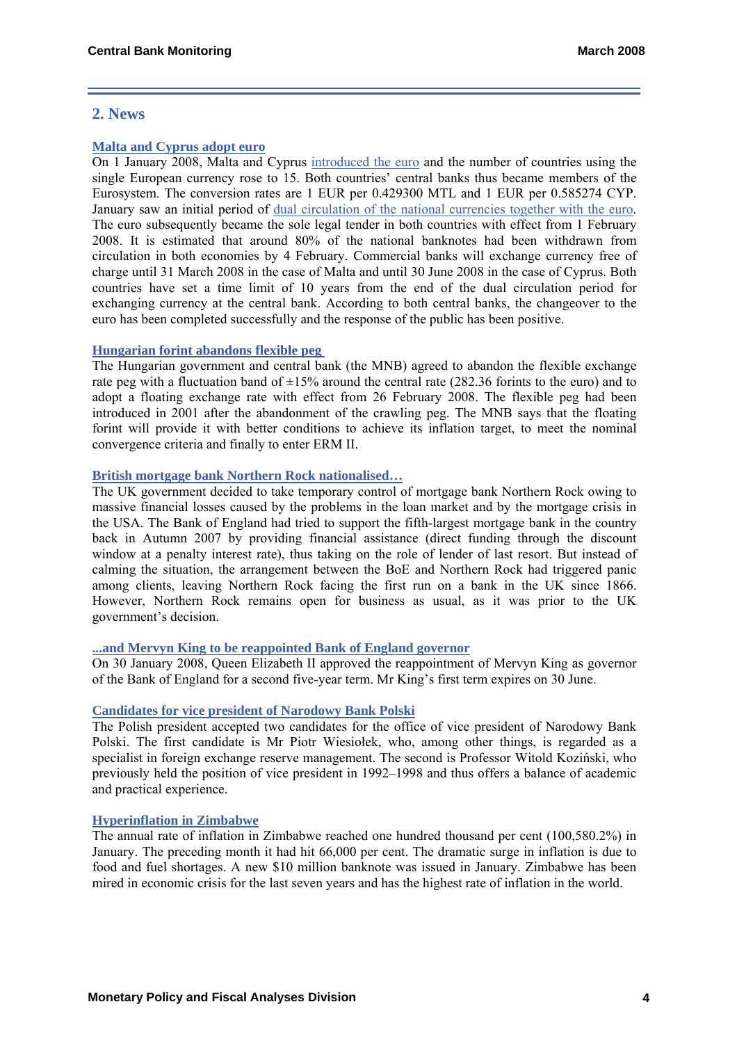## 2. News

**Malta and Cyprus adopt euro**

On 1 January 2008, Malta and Cyprus introduced the euro and the number of countries using the single European currency rose to 15. Both countries' central banks thus became members of the Eurosystem. The conversion rates are 1 EUR per 0.429300 MTL and 1 EUR per 0.585274 CYP. January saw an initial period of dual circulation of the national currencies together with the euro. The euro subsequently became the sole legal tender in both countries with effect from 1 February 2008. It is estimated that around 80% of the national banknotes had been withdrawn from circulation in both economies by 4 February. Commercial banks will exchange currency free of charge until 31 March 2008 in the case of Malta and until 30 June 2008 in the case of Cyprus. Both countries have set a time limit of 10 years from the end of the dual circulation period for exchanging currency at the central bank. According to both central banks, the changeover to the euro has been completed successfully and the response of the public has been positive.

**Hungarian forint abandons flexible peg**

The Hungarian government and central bank (the MNB) agreed to abandon the flexible exchange rate peg with a fluctuation band of ±15% around the central rate (282.36 forints to the euro) and to adopt a floating exchange rate with effect from 26 February 2008. The flexible peg had been introduced in 2001 after the abandonment of the crawling peg. The MNB says that the floating forint will provide it with better conditions to achieve its inflation target, to meet the nominal convergence criteria and finally to enter ERM II.

**British mortgage bank Northern Rock nationalised…**

The UK government decided to take temporary control of mortgage bank Northern Rock owing to massive financial losses caused by the problems in the loan market and by the mortgage crisis in the USA. The Bank of England had tried to support the fifth-largest mortgage bank in the country back in Autumn 2007 by providing financial assistance (direct funding through the discount window at a penalty interest rate), thus taking on the role of lender of last resort. But instead of calming the situation, the arrangement between the BoE and Northern Rock had triggered panic among clients, leaving Northern Rock facing the first run on a bank in the UK since 1866. However, Northern Rock remains open for business as usual, as it was prior to the UK government's decision.

**...and Mervyn King to be reappointed Bank of England governor**

On 30 January 2008, Queen Elizabeth II approved the reappointment of Mervyn King as governor of the Bank of England for a second five-year term. Mr King's first term expires on 30 June.

**Candidates for vice president of Narodowy Bank Polski**

The Polish president accepted two candidates for the office of vice president of Narodowy Bank Polski. The first candidate is Mr Piotr Wiesiołek, who, among other things, is regarded as a specialist in foreign exchange reserve management. The second is Professor Witold Koziński, who previously held the position of vice president in 1992–1998 and thus offers a balance of academic and practical experience.

**Hyperinflation in Zimbabwe**

The annual rate of inflation in Zimbabwe reached one hundred thousand per cent (100,580.2%) in January. The preceding month it had hit 66,000 per cent. The dramatic surge in inflation is due to food and fuel shortages. A new $10 million banknote was issued in January. Zimbabwe has been mired in economic crisis for the last seven years and has the highest rate of inflation in the world.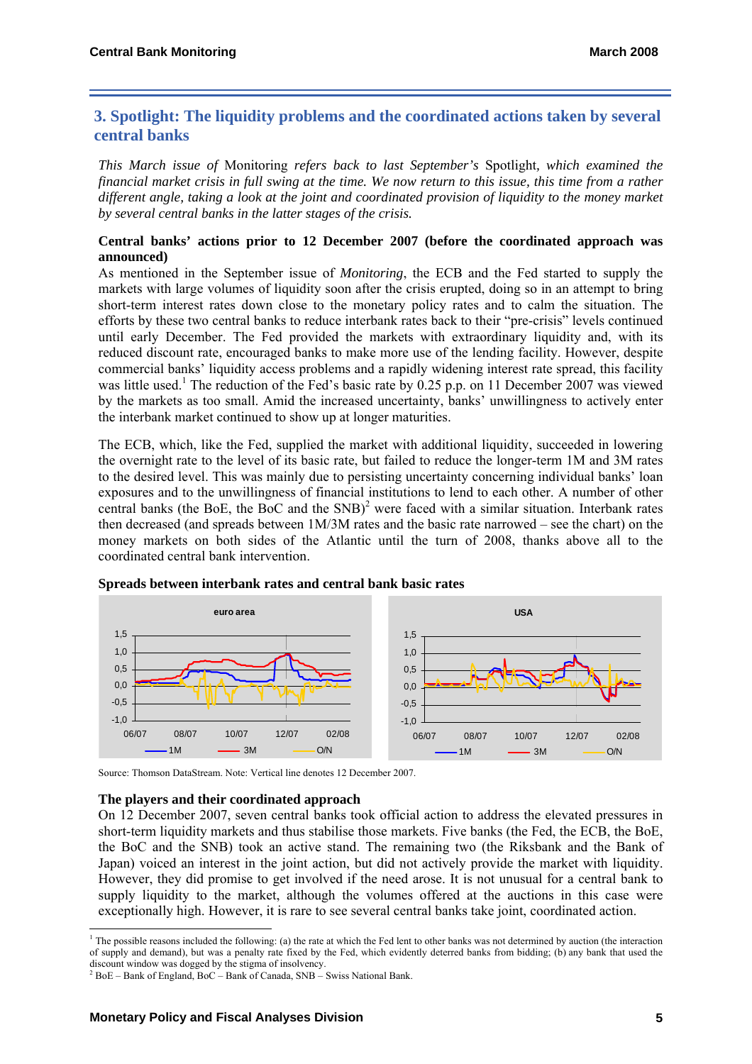## 3. Spotlight: The liquidity problems and the coordinated actions taken by several central banks

*This March issue of* Monitoring *refers back to last September's* Spotlight*, which examined the financial market crisis in full swing at the time. We now return to this issue, this time from a rather different angle, taking a look at the joint and coordinated provision of liquidity to the money market by several central banks in the latter stages of the crisis.*

**Central banks' actions prior to 12 December 2007 (before the coordinated approach was announced)**

As mentioned in the September issue of *Monitoring*, the ECB and the Fed started to supply the markets with large volumes of liquidity soon after the crisis erupted, doing so in an attempt to bring short-term interest rates down close to the monetary policy rates and to calm the situation. The efforts by these two central banks to reduce interbank rates back to their "pre-crisis" levels continued until early December. The Fed provided the markets with extraordinary liquidity and, with its reduced discount rate, encouraged banks to make more use of the lending facility. However, despite commercial banks' liquidity access problems and a rapidly widening interest rate spread, this facility was little used.[1] The reduction of the Fed's basic rate by 0.25 p.p. on 11 December 2007 was viewed by the markets as too small. Amid the increased uncertainty, banks' unwillingness to actively enter the interbank market continued to show up at longer maturities.

The ECB, which, like the Fed, supplied the market with additional liquidity, succeeded in lowering the overnight rate to the level of its basic rate, but failed to reduce the longer-term 1M and 3M rates to the desired level. This was mainly due to persisting uncertainty concerning individual banks' loan exposures and to the unwillingness of financial institutions to lend to each other. A number of other central banks (the BoE, the BoC and the SNB)[2] were faced with a similar situation. Interbank rates then decreased (and spreads between 1M/3M rates and the basic rate narrowed – see the chart) on the money markets on both sides of the Atlantic until the turn of 2008, thanks above all to the coordinated central bank intervention.

**Spreads between interbank rates and central bank basic rates**

Source: Thomson DataStream. Note: Vertical line denotes 12 December 2007.

**The players and their coordinated approach**

On 12 December 2007, seven central banks took official action to address the elevated pressures in short-term liquidity markets and thus stabilise those markets. Five banks (the Fed, the ECB, the BoE, the BoC and the SNB) took an active stand. The remaining two (the Riksbank and the Bank of Japan) voiced an interest in the joint action, but did not actively provide the market with liquidity. However, they did promise to get involved if the need arose. It is not unusual for a central bank to supply liquidity to the market, although the volumes offered at the auctions in this case were exceptionally high. However, it is rare to see several central banks take joint, coordinated action.

---

[1] The possible reasons included the following: (a) the rate at which the Fed lent to other banks was not determined by auction (the interaction of supply and demand), but was a penalty rate fixed by the Fed, which evidently deterred banks from bidding; (b) any bank that used the discount window was dogged by the stigma of insolvency.

[2] BoE – Bank of England, BoC – Bank of Canada, SNB – Swiss National Bank.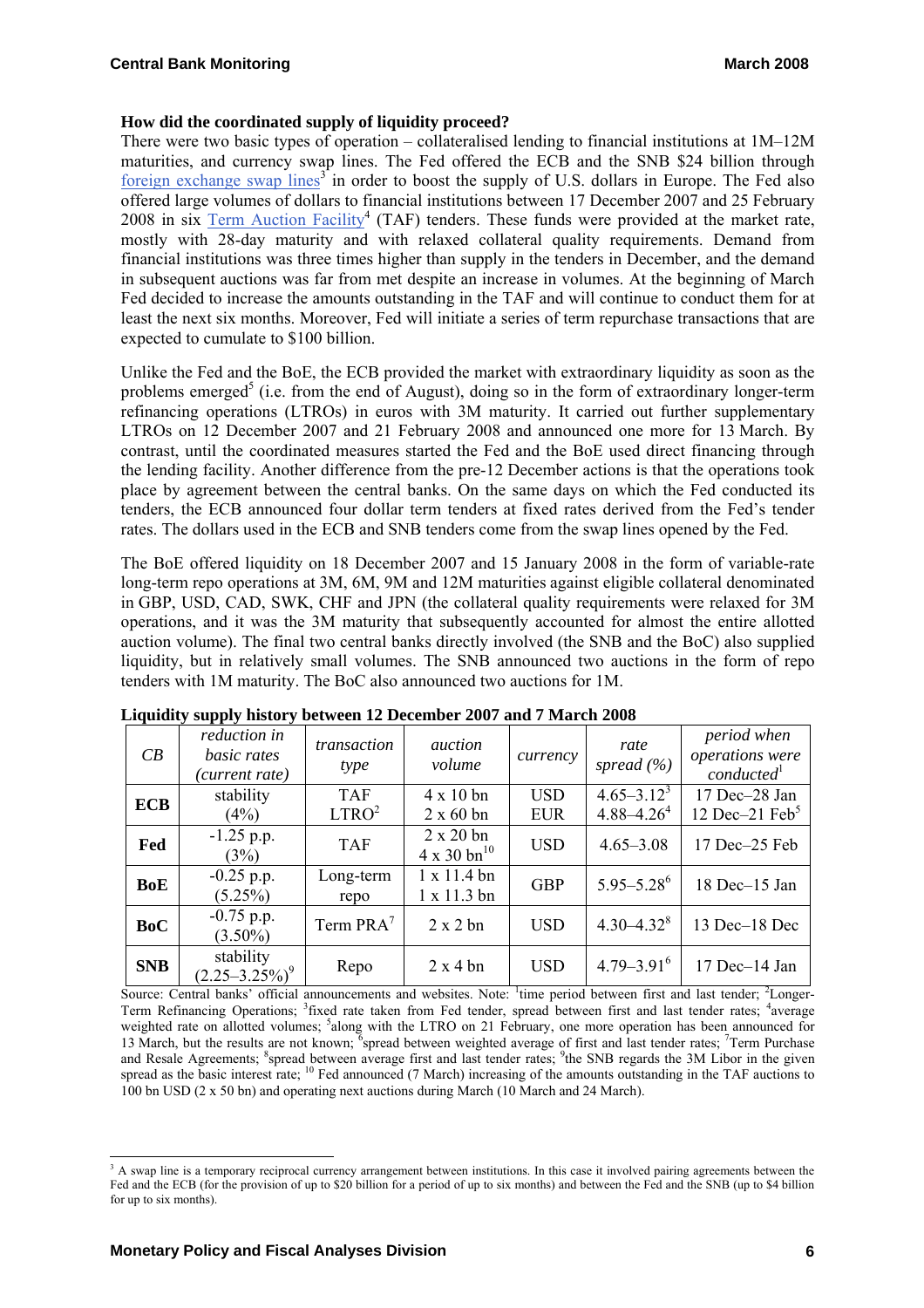**How did the coordinated supply of liquidity proceed?**

There were two basic types of operation – collateralised lending to financial institutions at 1M–12M maturities, and currency swap lines. The Fed offered the ECB and the SNB $24 billion through foreign exchange swap lines[3] in order to boost the supply of U.S. dollars in Europe. The Fed also offered large volumes of dollars to financial institutions between 17 December 2007 and 25 February 2008 in six Term Auction Facility[4] (TAF) tenders. These funds were provided at the market rate, mostly with 28-day maturity and with relaxed collateral quality requirements. Demand from financial institutions was three times higher than supply in the tenders in December, and the demand in subsequent auctions was far from met despite an increase in volumes. At the beginning of March Fed decided to increase the amounts outstanding in the TAF and will continue to conduct them for at least the next six months. Moreover, Fed will initiate a series of term repurchase transactions that are expected to cumulate to $100 billion.

Unlike the Fed and the BoE, the ECB provided the market with extraordinary liquidity as soon as the problems emerged[5] (i.e. from the end of August), doing so in the form of extraordinary longer-term refinancing operations (LTROs) in euros with 3M maturity. It carried out further supplementary LTROs on 12 December 2007 and 21 February 2008 and announced one more for 13 March. By contrast, until the coordinated measures started the Fed and the BoE used direct financing through the lending facility. Another difference from the pre-12 December actions is that the operations took place by agreement between the central banks. On the same days on which the Fed conducted its tenders, the ECB announced four dollar term tenders at fixed rates derived from the Fed's tender rates. The dollars used in the ECB and SNB tenders come from the swap lines opened by the Fed.

The BoE offered liquidity on 18 December 2007 and 15 January 2008 in the form of variable-rate long-term repo operations at 3M, 6M, 9M and 12M maturities against eligible collateral denominated in GBP, USD, CAD, SWK, CHF and JPN (the collateral quality requirements were relaxed for 3M operations, and it was the 3M maturity that subsequently accounted for almost the entire allotted auction volume). The final two central banks directly involved (the SNB and the BoC) also supplied liquidity, but in relatively small volumes. The SNB announced two auctions in the form of repo tenders with 1M maturity. The BoC also announced two auctions for 1M.

**Liquidity supply history between 12 December 2007 and 7 March 2008**

| *CB* | *reduction in basic rates (current rate)* | *transaction type* | *auction volume* | *currency* | *rate spread (%)* | *period when operations were conducted*[1] |
|---|---|---|---|---|---|---|
| **ECB** | stability (4%) | TAF<br>LTRO[2] | 4 x 10 bn<br>2 x 60 bn | USD<br>EUR | 4.65–3.12[3]<br>4.88–4.26[4] | 17 Dec–28 Jan<br>12 Dec–21 Feb[5] |
| **Fed** | -1.25 p.p. (3%) | TAF | 2 x 20 bn<br>4 x 30 bn[10] | USD | 4.65–3.08 | 17 Dec–25 Feb |
| **BoE** | -0.25 p.p. (5.25%) | Long-term repo | 1 x 11.4 bn<br>1 x 11.3 bn | GBP | 5.95–5.28[6] | 18 Dec–15 Jan |
| **BoC** | -0.75 p.p. (3.50%) | Term PRA[7] | 2 x 2 bn | USD | 4.30–4.32[8] | 13 Dec–18 Dec |
| **SNB** | stability (2.25–3.25%)[9] | Repo | 2 x 4 bn | USD | 4.79–3.91[6] | 17 Dec–14 Jan |

Source: Central banks' official announcements and websites. Note: [1]time period between first and last tender; [2]Longer-Term Refinancing Operations; [3]fixed rate taken from Fed tender, spread between first and last tender rates; [4]average weighted rate on allotted volumes; [5]along with the LTRO on 21 February, one more operation has been announced for 13 March, but the results are not known; [6]spread between weighted average of first and last tender rates; [7]Term Purchase and Resale Agreements; [8]spread between average first and last tender rates; [9]the SNB regards the 3M Libor in the given spread as the basic interest rate; [10] Fed announced (7 March) increasing of the amounts outstanding in the TAF auctions to 100 bn USD (2 x 50 bn) and operating next auctions during March (10 March and 24 March).

[3] A swap line is a temporary reciprocal currency arrangement between institutions. In this case it involved pairing agreements between the Fed and the ECB (for the provision of up to $20 billion for a period of up to six months) and between the Fed and the SNB (up to $4 billion for up to six months).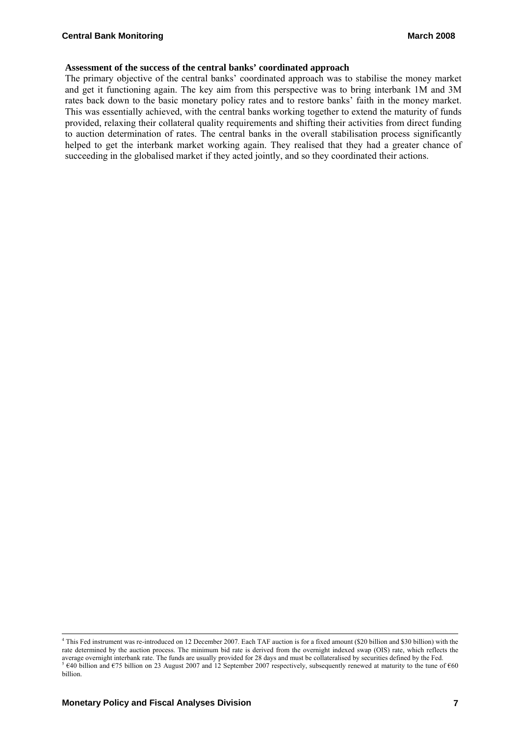**Assessment of the success of the central banks' coordinated approach**

The primary objective of the central banks' coordinated approach was to stabilise the money market and get it functioning again. The key aim from this perspective was to bring interbank 1M and 3M rates back down to the basic monetary policy rates and to restore banks' faith in the money market. This was essentially achieved, with the central banks working together to extend the maturity of funds provided, relaxing their collateral quality requirements and shifting their activities from direct funding to auction determination of rates. The central banks in the overall stabilisation process significantly helped to get the interbank market working again. They realised that they had a greater chance of succeeding in the globalised market if they acted jointly, and so they coordinated their actions.

---

[4] This Fed instrument was re-introduced on 12 December 2007. Each TAF auction is for a fixed amount ($20 billion and $30 billion) with the rate determined by the auction process. The minimum bid rate is derived from the overnight indexed swap (OIS) rate, which reflects the average overnight interbank rate. The funds are usually provided for 28 days and must be collateralised by securities defined by the Fed.

[5] €40 billion and €75 billion on 23 August 2007 and 12 September 2007 respectively, subsequently renewed at maturity to the tune of €60 billion.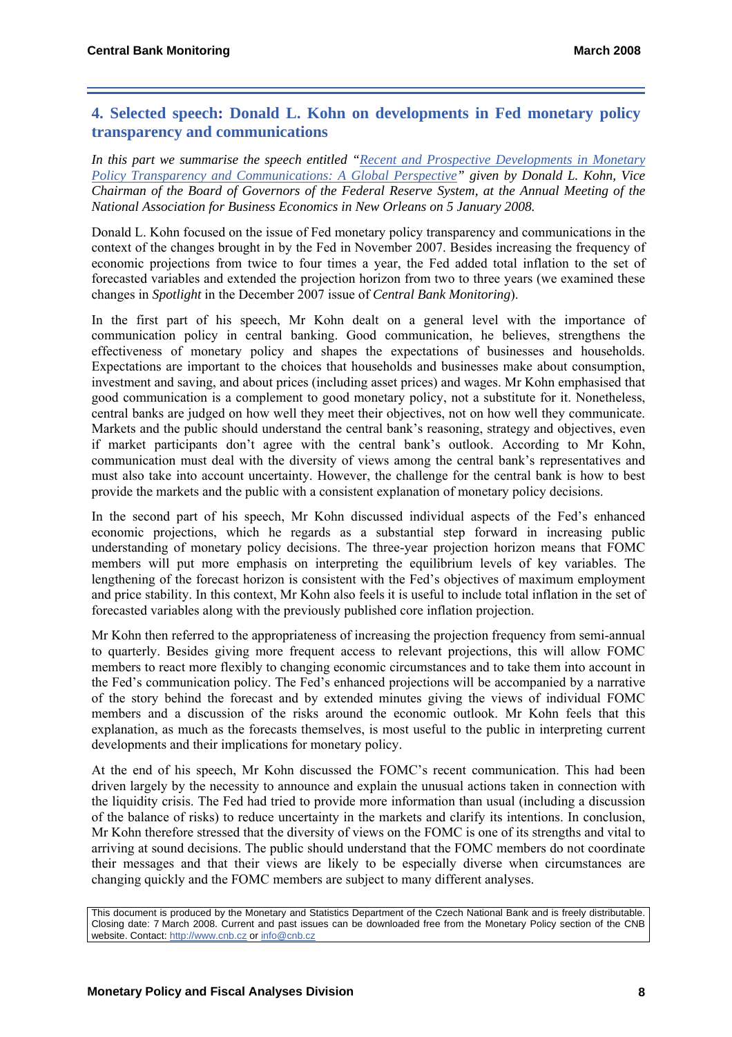## 4. Selected speech: Donald L. Kohn on developments in Fed monetary policy transparency and communications

*In this part we summarise the speech entitled "[Recent and Prospective Developments in Monetary Policy Transparency and Communications: A Global Perspective](#)" given by Donald L. Kohn, Vice Chairman of the Board of Governors of the Federal Reserve System, at the Annual Meeting of the National Association for Business Economics in New Orleans on 5 January 2008.*

Donald L. Kohn focused on the issue of Fed monetary policy transparency and communications in the context of the changes brought in by the Fed in November 2007. Besides increasing the frequency of economic projections from twice to four times a year, the Fed added total inflation to the set of forecasted variables and extended the projection horizon from two to three years (we examined these changes in *Spotlight* in the December 2007 issue of *Central Bank Monitoring*).

In the first part of his speech, Mr Kohn dealt on a general level with the importance of communication policy in central banking. Good communication, he believes, strengthens the effectiveness of monetary policy and shapes the expectations of businesses and households. Expectations are important to the choices that households and businesses make about consumption, investment and saving, and about prices (including asset prices) and wages. Mr Kohn emphasised that good communication is a complement to good monetary policy, not a substitute for it. Nonetheless, central banks are judged on how well they meet their objectives, not on how well they communicate. Markets and the public should understand the central bank's reasoning, strategy and objectives, even if market participants don't agree with the central bank's outlook. According to Mr Kohn, communication must deal with the diversity of views among the central bank's representatives and must also take into account uncertainty. However, the challenge for the central bank is how to best provide the markets and the public with a consistent explanation of monetary policy decisions.

In the second part of his speech, Mr Kohn discussed individual aspects of the Fed's enhanced economic projections, which he regards as a substantial step forward in increasing public understanding of monetary policy decisions. The three-year projection horizon means that FOMC members will put more emphasis on interpreting the equilibrium levels of key variables. The lengthening of the forecast horizon is consistent with the Fed's objectives of maximum employment and price stability. In this context, Mr Kohn also feels it is useful to include total inflation in the set of forecasted variables along with the previously published core inflation projection.

Mr Kohn then referred to the appropriateness of increasing the projection frequency from semi-annual to quarterly. Besides giving more frequent access to relevant projections, this will allow FOMC members to react more flexibly to changing economic circumstances and to take them into account in the Fed's communication policy. The Fed's enhanced projections will be accompanied by a narrative of the story behind the forecast and by extended minutes giving the views of individual FOMC members and a discussion of the risks around the economic outlook. Mr Kohn feels that this explanation, as much as the forecasts themselves, is most useful to the public in interpreting current developments and their implications for monetary policy.

At the end of his speech, Mr Kohn discussed the FOMC's recent communication. This had been driven largely by the necessity to announce and explain the unusual actions taken in connection with the liquidity crisis. The Fed had tried to provide more information than usual (including a discussion of the balance of risks) to reduce uncertainty in the markets and clarify its intentions. In conclusion, Mr Kohn therefore stressed that the diversity of views on the FOMC is one of its strengths and vital to arriving at sound decisions. The public should understand that the FOMC members do not coordinate their messages and that their views are likely to be especially diverse when circumstances are changing quickly and the FOMC members are subject to many different analyses.

This document is produced by the Monetary and Statistics Department of the Czech National Bank and is freely distributable. Closing date: 7 March 2008. Current and past issues can be downloaded free from the Monetary Policy section of the CNB website. Contact: [http://www.cnb.cz](http://www.cnb.cz) or [info@cnb.cz](mailto:info@cnb.cz)